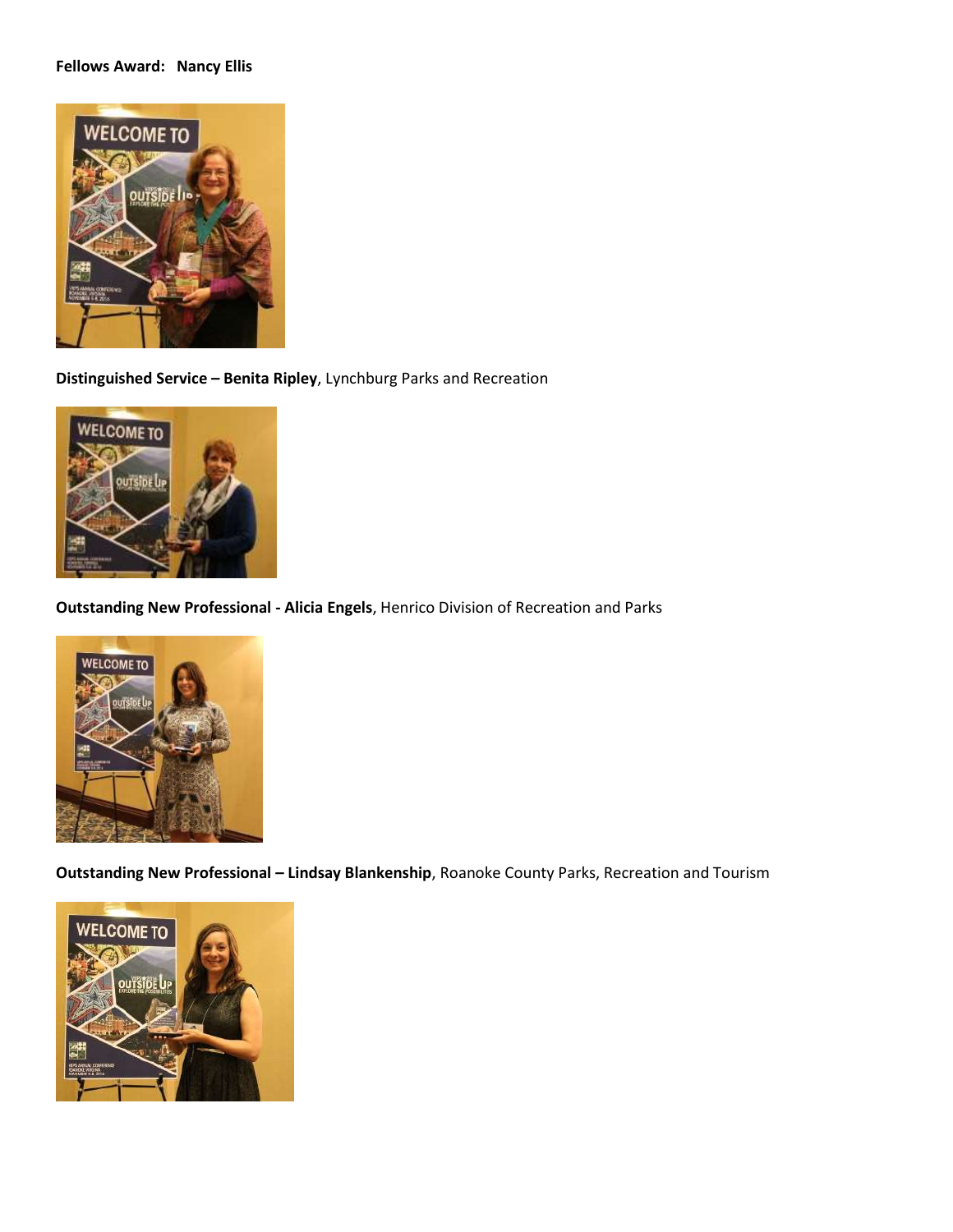**Fellows Award: Nancy Ellis**

**Distinguished Service – Benita Ripley**, Lynchburg Parks and Recreation

**Outstanding New Professional - Alicia Engels**, Henrico Division of Recreation and Parks

**Outstanding New Professional – Lindsay Blankenship**, Roanoke County Parks, Recreation and Tourism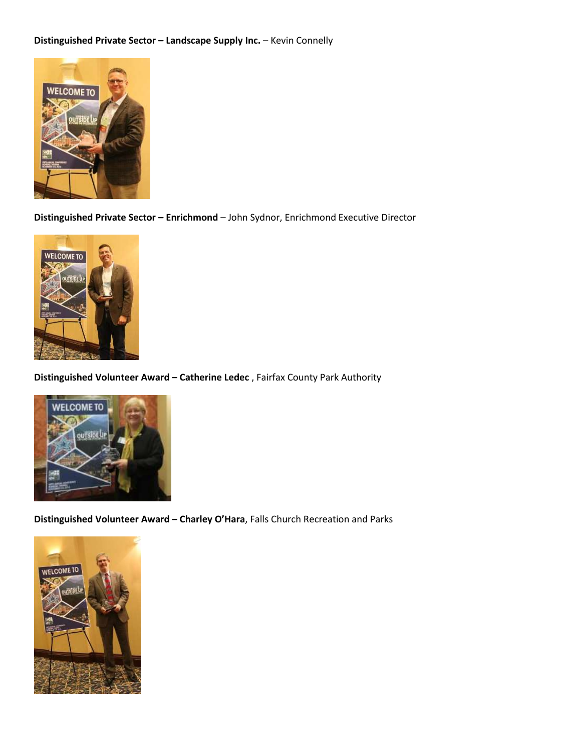**Distinguished Private Sector – Landscape Supply Inc.** – Kevin Connelly

**Distinguished Private Sector – Enrichmond** – John Sydnor, Enrichmond Executive Director

**Distinguished Volunteer Award – Catherine Ledec** , Fairfax County Park Authority

**Distinguished Volunteer Award – Charley O'Hara**, Falls Church Recreation and Parks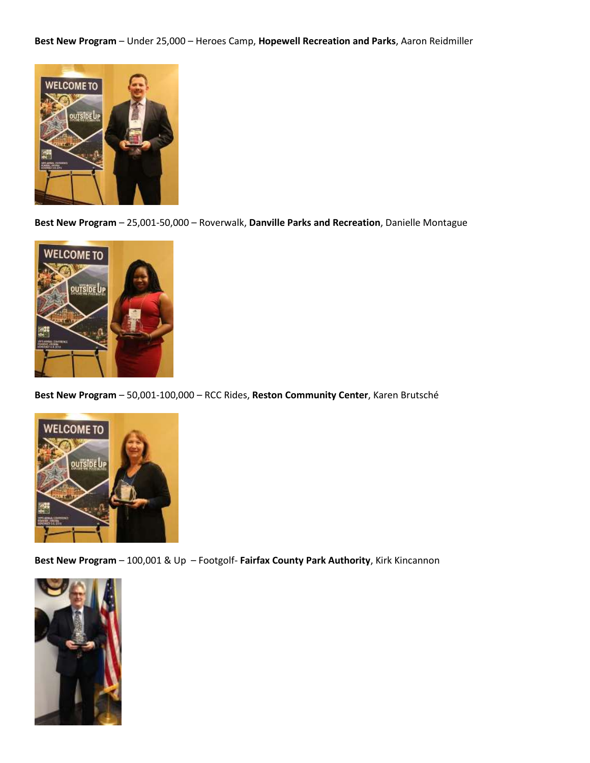**Best New Program** – Under 25,000 – Heroes Camp, **Hopewell Recreation and Parks**, Aaron Reidmiller

**Best New Program** – 25,001-50,000 – Roverwalk, **Danville Parks and Recreation**, Danielle Montague

**Best New Program** – 50,001-100,000 – RCC Rides, **Reston Community Center**, Karen Brutsché

**Best New Program** – 100,001 & Up – Footgolf- **Fairfax County Park Authority**, Kirk Kincannon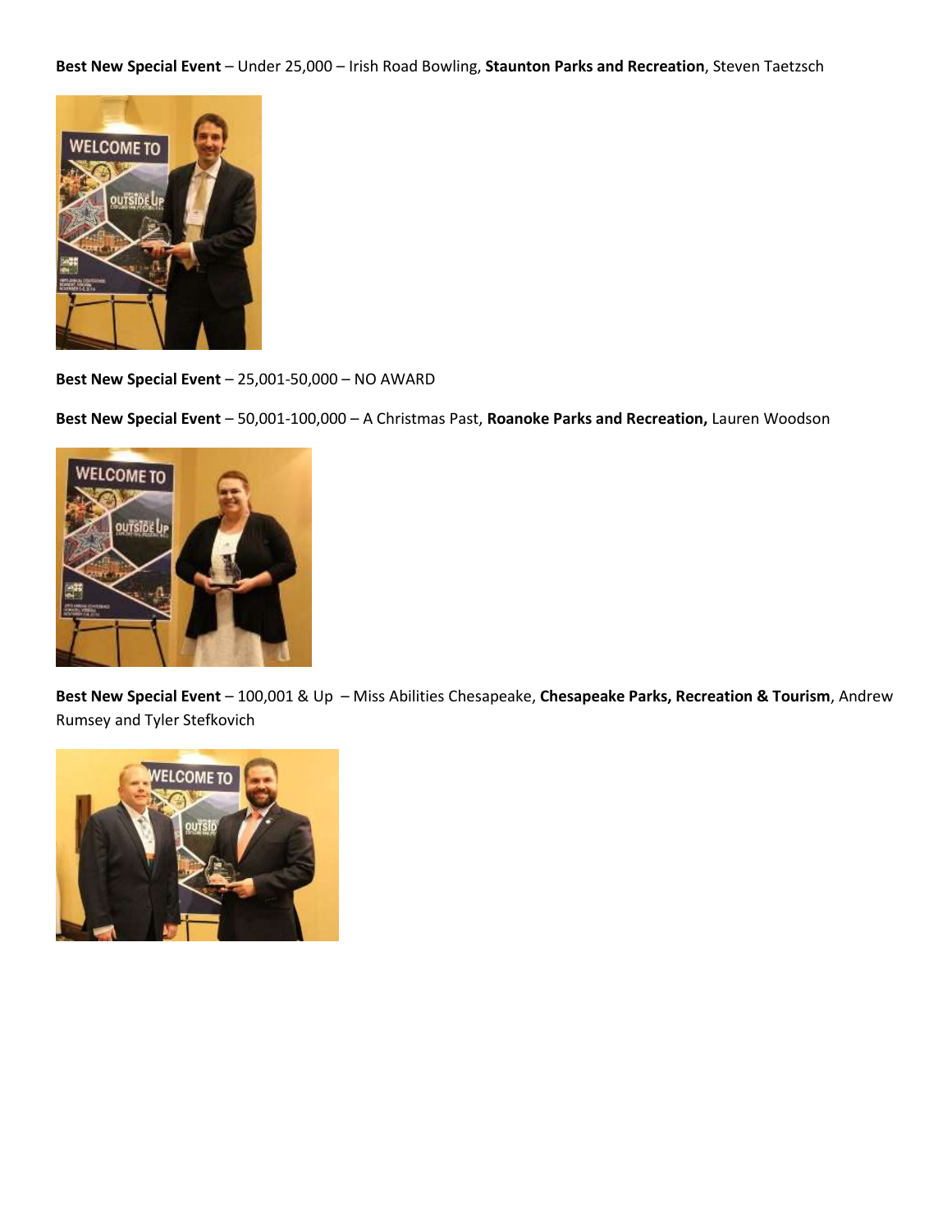**Best New Special Event** – Under 25,000 – Irish Road Bowling, **Staunton Parks and Recreation**, Steven Taetzsch

**Best New Special Event** – 25,001-50,000 – NO AWARD

**Best New Special Event** – 50,001-100,000 – A Christmas Past, **Roanoke Parks and Recreation,** Lauren Woodson

**Best New Special Event** – 100,001 & Up – Miss Abilities Chesapeake, **Chesapeake Parks, Recreation & Tourism**, Andrew Rumsey and Tyler Stefkovich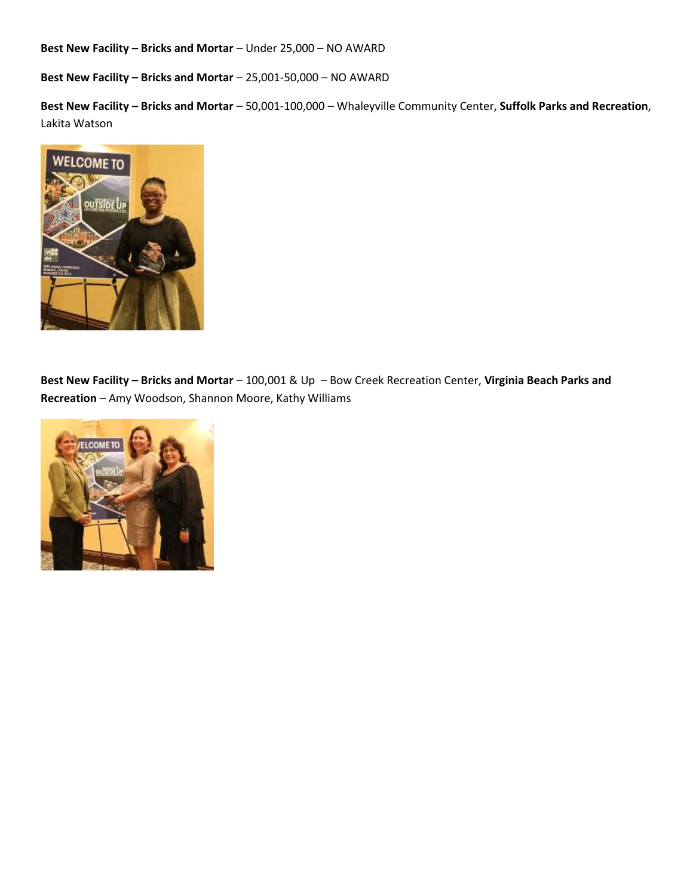**Best New Facility – Bricks and Mortar** – Under 25,000 – NO AWARD

**Best New Facility – Bricks and Mortar** – 25,001-50,000 – NO AWARD

**Best New Facility – Bricks and Mortar** – 50,001-100,000 – Whaleyville Community Center, **Suffolk Parks and Recreation**, Lakita Watson

**Best New Facility – Bricks and Mortar** – 100,001 & Up – Bow Creek Recreation Center, **Virginia Beach Parks and Recreation** – Amy Woodson, Shannon Moore, Kathy Williams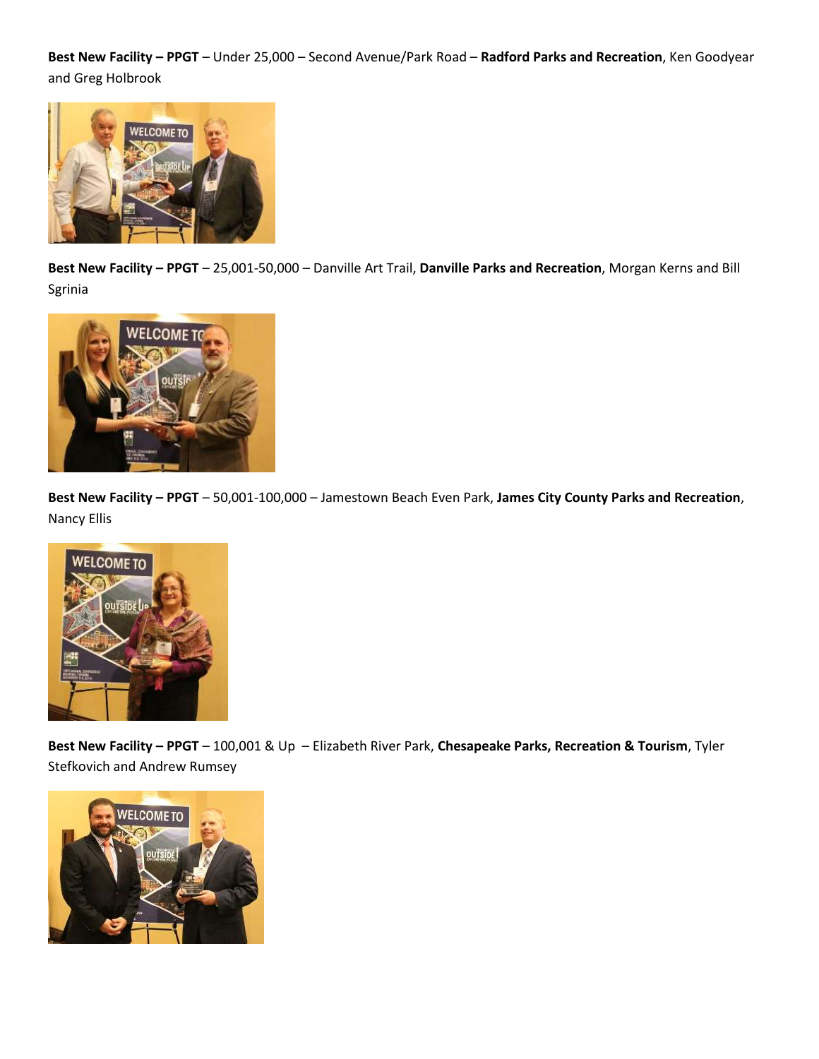**Best New Facility – PPGT** – Under 25,000 – Second Avenue/Park Road – **Radford Parks and Recreation**, Ken Goodyear and Greg Holbrook

**Best New Facility – PPGT** – 25,001-50,000 – Danville Art Trail, **Danville Parks and Recreation**, Morgan Kerns and Bill Sgrinia

**Best New Facility – PPGT** – 50,001-100,000 – Jamestown Beach Even Park, **James City County Parks and Recreation**, Nancy Ellis

**Best New Facility – PPGT** – 100,001 & Up – Elizabeth River Park, **Chesapeake Parks, Recreation & Tourism**, Tyler Stefkovich and Andrew Rumsey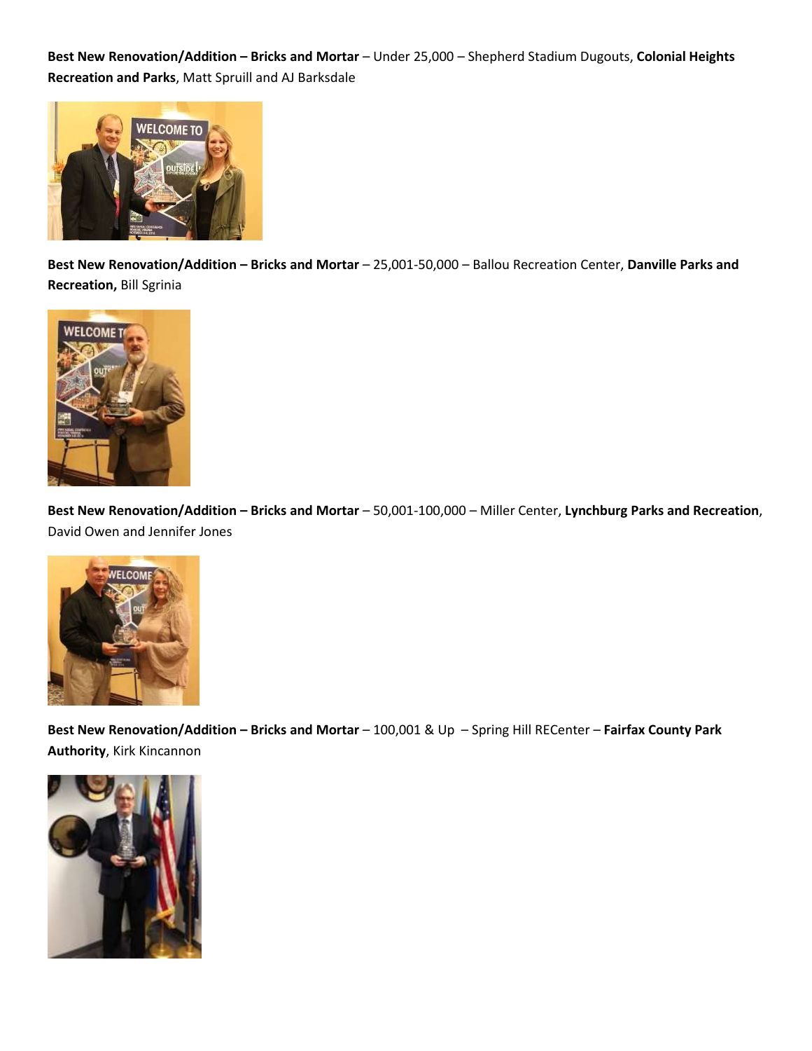**Best New Renovation/Addition – Bricks and Mortar** – Under 25,000 – Shepherd Stadium Dugouts, **Colonial Heights Recreation and Parks**, Matt Spruill and AJ Barksdale

**Best New Renovation/Addition – Bricks and Mortar** – 25,001-50,000 – Ballou Recreation Center, **Danville Parks and Recreation,** Bill Sgrinia

**Best New Renovation/Addition – Bricks and Mortar** – 50,001-100,000 – Miller Center, **Lynchburg Parks and Recreation**, David Owen and Jennifer Jones

**Best New Renovation/Addition – Bricks and Mortar** – 100,001 & Up – Spring Hill RECenter – **Fairfax County Park Authority**, Kirk Kincannon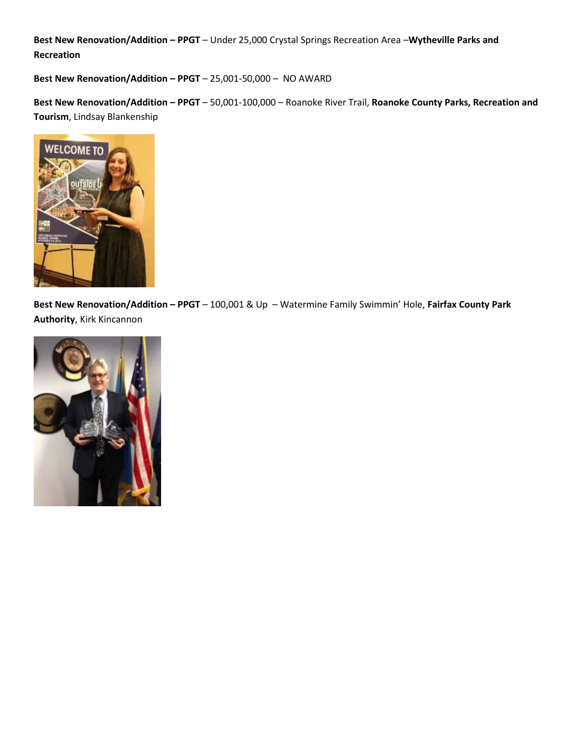**Best New Renovation/Addition – PPGT** – Under 25,000 Crystal Springs Recreation Area –**Wytheville Parks and Recreation**

**Best New Renovation/Addition – PPGT** – 25,001-50,000 – NO AWARD

**Best New Renovation/Addition – PPGT** – 50,001-100,000 – Roanoke River Trail, **Roanoke County Parks, Recreation and Tourism**, Lindsay Blankenship

**Best New Renovation/Addition – PPGT** – 100,001 & Up – Watermine Family Swimmin' Hole, **Fairfax County Park Authority**, Kirk Kincannon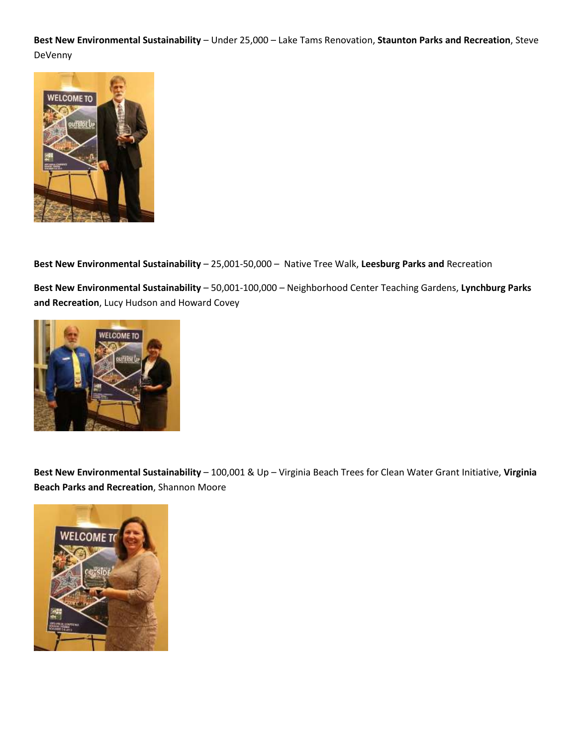**Best New Environmental Sustainability** – Under 25,000 – Lake Tams Renovation, **Staunton Parks and Recreation**, Steve DeVenny

**Best New Environmental Sustainability** – 25,001-50,000 – Native Tree Walk, **Leesburg Parks and** Recreation

**Best New Environmental Sustainability** – 50,001-100,000 – Neighborhood Center Teaching Gardens, **Lynchburg Parks and Recreation**, Lucy Hudson and Howard Covey

**Best New Environmental Sustainability** – 100,001 & Up – Virginia Beach Trees for Clean Water Grant Initiative, **Virginia Beach Parks and Recreation**, Shannon Moore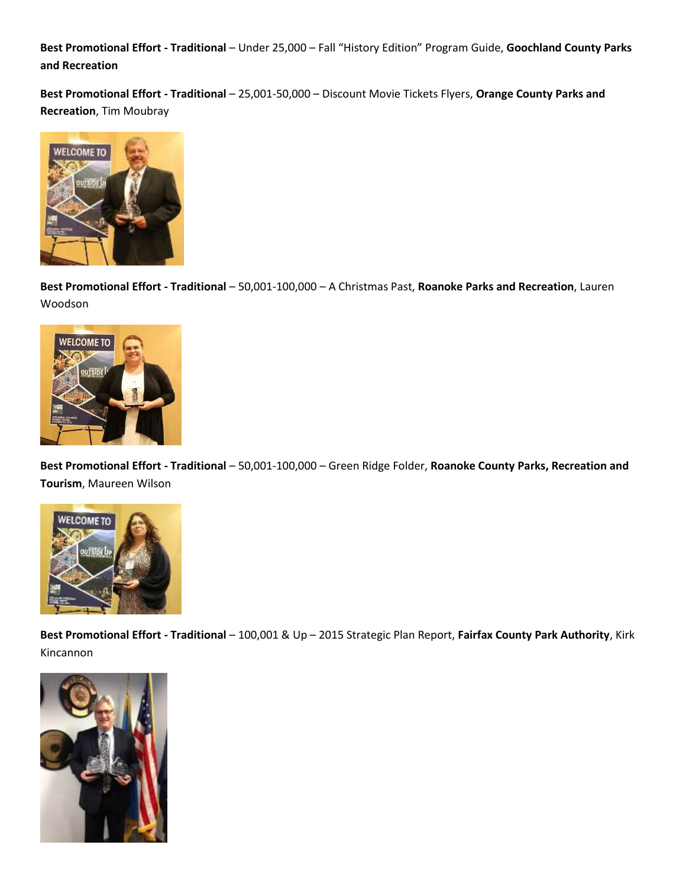**Best Promotional Effort - Traditional** – Under 25,000 – Fall "History Edition" Program Guide, **Goochland County Parks and Recreation**

**Best Promotional Effort - Traditional** – 25,001-50,000 – Discount Movie Tickets Flyers, **Orange County Parks and Recreation**, Tim Moubray

**Best Promotional Effort - Traditional** – 50,001-100,000 – A Christmas Past, **Roanoke Parks and Recreation**, Lauren Woodson

**Best Promotional Effort - Traditional** – 50,001-100,000 – Green Ridge Folder, **Roanoke County Parks, Recreation and Tourism**, Maureen Wilson

**Best Promotional Effort - Traditional** – 100,001 & Up – 2015 Strategic Plan Report, **Fairfax County Park Authority**, Kirk Kincannon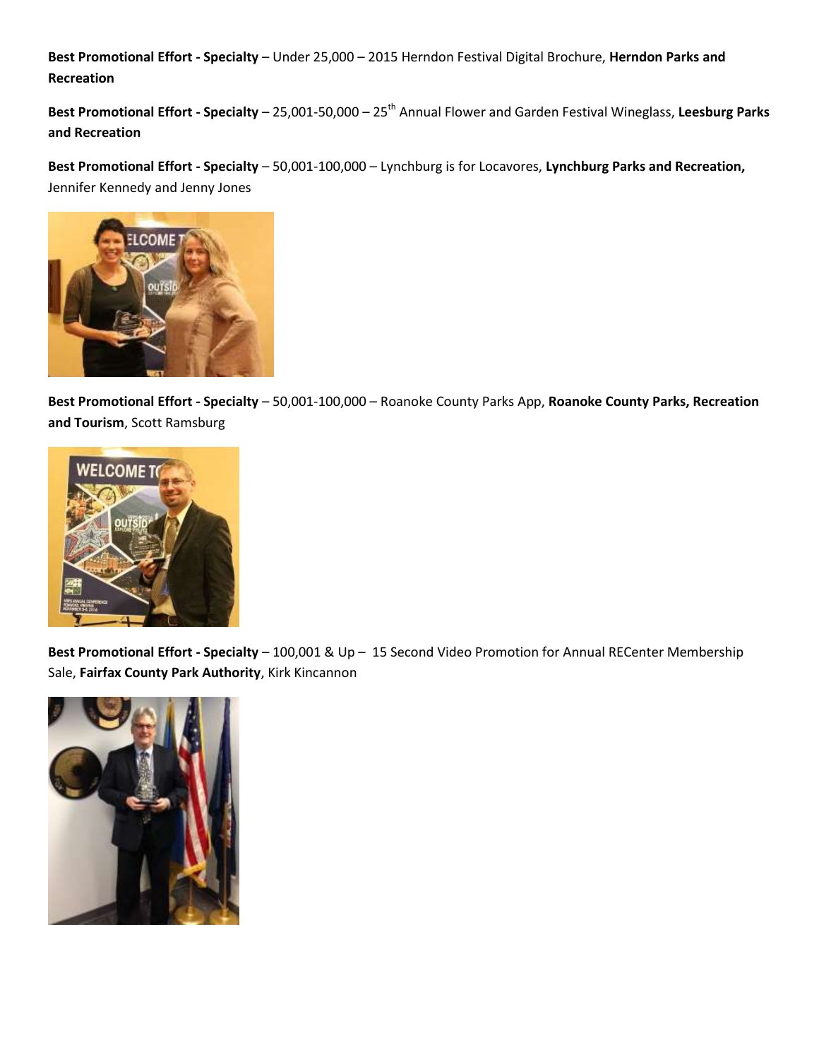**Best Promotional Effort - Specialty** – Under 25,000 – 2015 Herndon Festival Digital Brochure, **Herndon Parks and Recreation**

**Best Promotional Effort - Specialty** – 25,001-50,000 – 25th Annual Flower and Garden Festival Wineglass, **Leesburg Parks and Recreation**

**Best Promotional Effort - Specialty** – 50,001-100,000 – Lynchburg is for Locavores, **Lynchburg Parks and Recreation,** Jennifer Kennedy and Jenny Jones

**Best Promotional Effort - Specialty** – 50,001-100,000 – Roanoke County Parks App, **Roanoke County Parks, Recreation and Tourism**, Scott Ramsburg

**Best Promotional Effort - Specialty** – 100,001 & Up – 15 Second Video Promotion for Annual RECenter Membership Sale, **Fairfax County Park Authority**, Kirk Kincannon